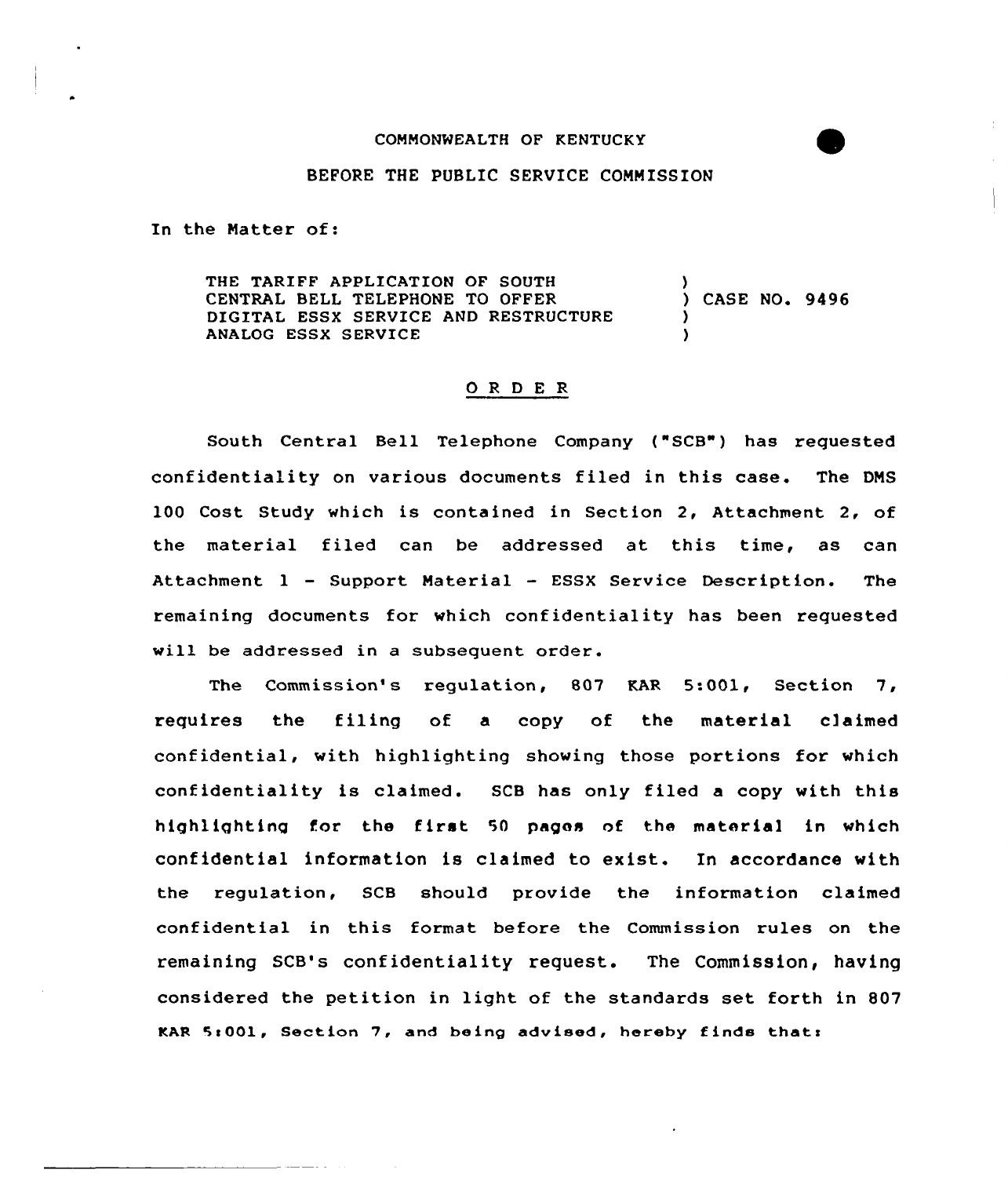COMMONWEALTH OF KENTUCKY

BEFORE THE PUBLIC SERVICE COMMISSION

In the Matter of:

| | |
|---|---|
| THE TARIFF APPLICATION OF SOUTH CENTRAL BELL TELEPHONE TO OFFER DIGITAL ESSX SERVICE AND RESTRUCTURE ANALOG ESSX SERVICE | ) CASE NO. 9496 |

## O R D E R

South Central Bell Telephone Company ("SCB") has requested confidentiality on various documents filed in this case. The DMS 100 Cost Study which is contained in Section 2, Attachment 2, of the material filed can be addressed at this time, as can Attachment 1 - Support Material - ESSX Service Description. The remaining documents for which confidentiality has been requested will be addressed in a subsequent order.

The Commission's regulation, 807 KAR 5:001, Section 7, requires the filing of a copy of the material claimed confidential, with highlighting showing those portions for which confidentiality is claimed. SCB has only filed a copy with this highlighting for the first 50 pages of the material in which confidential information is claimed to exist. In accordance with the regulation, SCB should provide the information claimed confidential in this format before the Commission rules on the remaining SCB's confidentiality request. The Commission, having considered the petition in light of the standards set forth in 807 KAR 5:001, Section 7, and being advised, hereby finds that: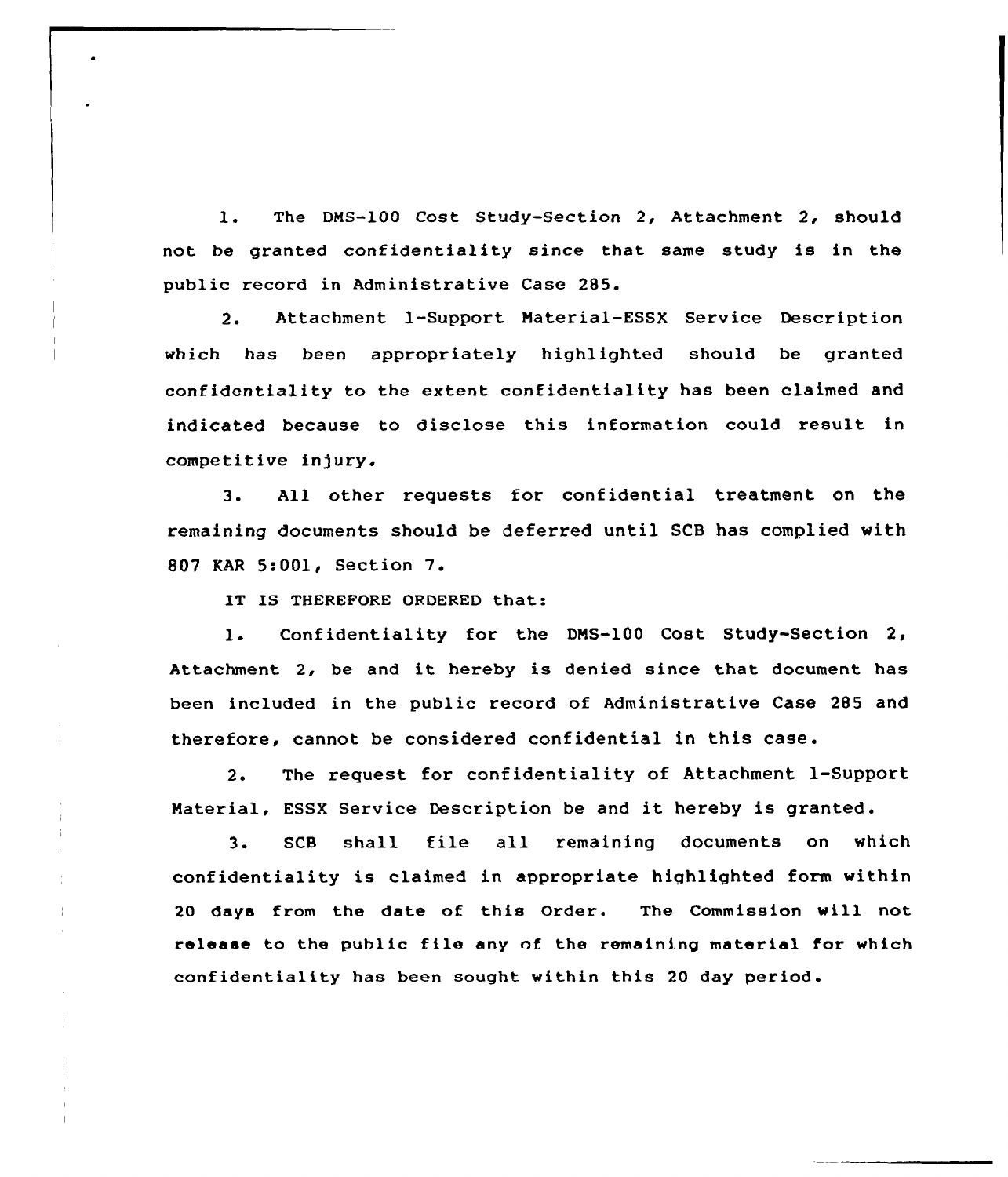1. The DMS-100 Cost Study-Section 2, Attachment 2, should not be granted confidentiality since that same study is in the public record in Administrative Case 285.

2. Attachment 1-Support Material-ESSX Service Description which has been appropriately highlighted should be granted confidentiality to the extent confidentiality has been claimed and indicated because to disclose this information could result in competitive injury.

3. All other requests for confidential treatment on the remaining documents should be deferred until SCB has complied with 807 KAR 5:001, Section 7.

IT IS THEREFORE ORDERED that:

1. Confidentiality for the DMS-100 Cost Study-Section 2, Attachment 2, be and it hereby is denied since that document has been included in the public record of Administrative Case 285 and therefore, cannot be considered confidential in this case.

2. The request for confidentiality of Attachment 1-Support Material, ESSX Service Description be and it hereby is granted.

3. SCB shall file all remaining documents on which confidentiality is claimed in appropriate highlighted form within 20 days from the date of this Order. The Commission will not release to the public file any of the remaining material for which confidentiality has been sought within this 20 day period.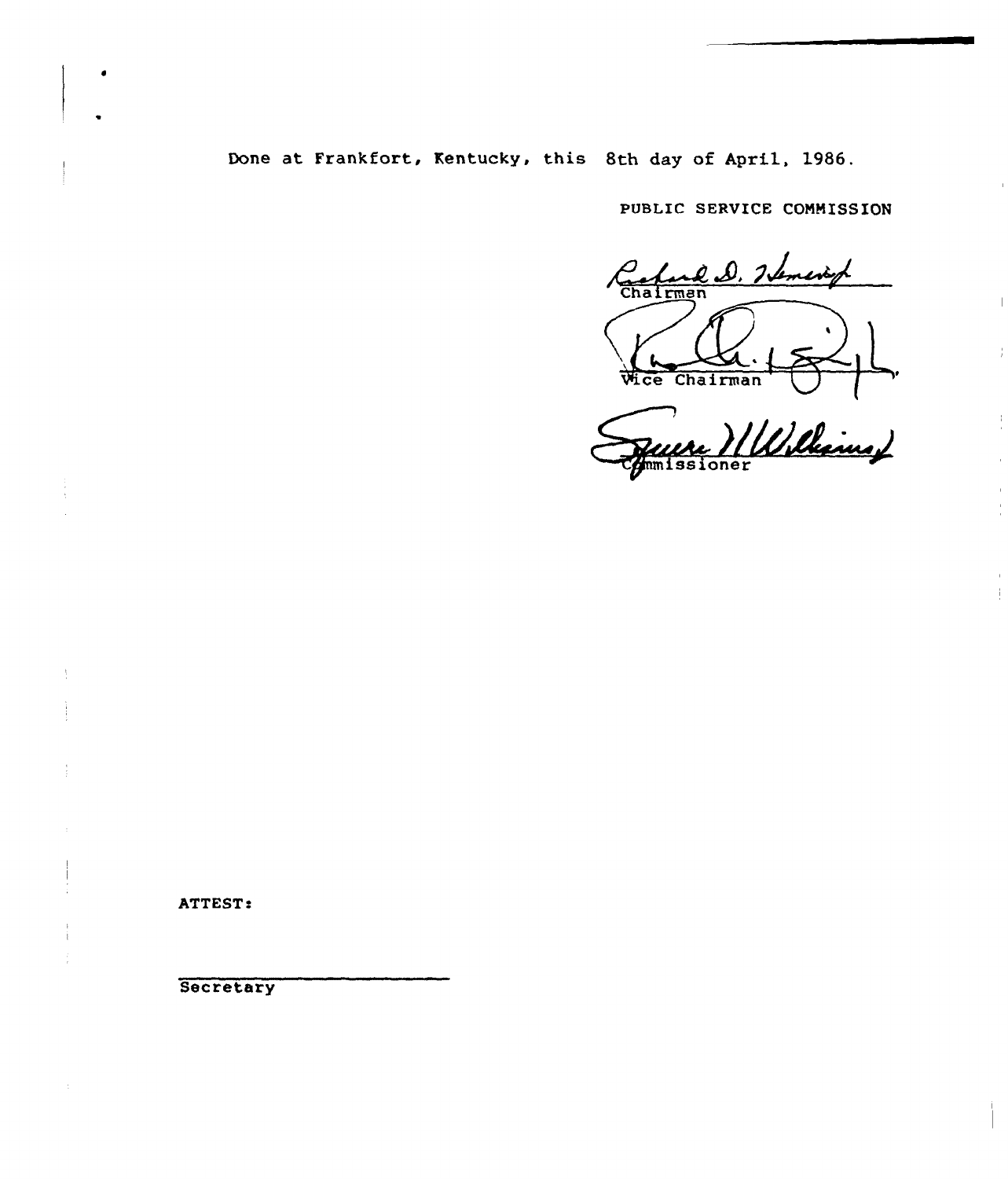Done at Frankfort, Kentucky, this 8th day of April, 1986.

PUBLIC SERVICE COMMISSION

Richard D. Hemenway
Chairman

Vice Chairman

Commissioner

ATTEST:

Secretary